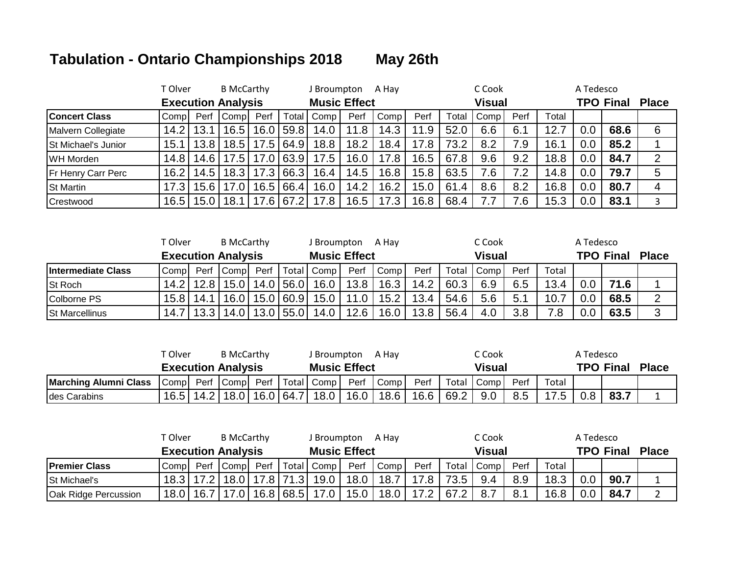# Tabulation - Ontario Championships 2018 May 26th

| | T Olver | | B McCarthy | | | J Broumpton | | A Hay | | | C Cook | | | A Tedesco | | |
|---|---|---|---|---|---|---|---|---|---|---|---|---|---|---|---|---|
| | **Execution Analysis** | | | | | **Music Effect** | | | | | **Visual** | | | **TPO** | **Final** | **Place** |
| **Concert Class** | Comp | Perf | Comp | Perf | Total | Comp | Perf | Comp | Perf | Total | Comp | Perf | Total | | | |
| Malvern Collegiate | 14.2 | 13.1 | 16.5 | 16.0 | 59.8 | 14.0 | 11.8 | 14.3 | 11.9 | 52.0 | 6.6 | 6.1 | 12.7 | 0.0 | **68.6** | 6 |
| St Michael's Junior | 15.1 | 13.8 | 18.5 | 17.5 | 64.9 | 18.8 | 18.2 | 18.4 | 17.8 | 73.2 | 8.2 | 7.9 | 16.1 | 0.0 | **85.2** | 1 |
| WH Morden | 14.8 | 14.6 | 17.5 | 17.0 | 63.9 | 17.5 | 16.0 | 17.8 | 16.5 | 67.8 | 9.6 | 9.2 | 18.8 | 0.0 | **84.7** | 2 |
| Fr Henry Carr Perc | 16.2 | 14.5 | 18.3 | 17.3 | 66.3 | 16.4 | 14.5 | 16.8 | 15.8 | 63.5 | 7.6 | 7.2 | 14.8 | 0.0 | **79.7** | 5 |
| St Martin | 17.3 | 15.6 | 17.0 | 16.5 | 66.4 | 16.0 | 14.2 | 16.2 | 15.0 | 61.4 | 8.6 | 8.2 | 16.8 | 0.0 | **80.7** | 4 |
| Crestwood | 16.5 | 15.0 | 18.1 | 17.6 | 67.2 | 17.8 | 16.5 | 17.3 | 16.8 | 68.4 | 7.7 | 7.6 | 15.3 | 0.0 | **83.1** | 3 |

| | T Olver | | B McCarthy | | | J Broumpton | | A Hay | | | C Cook | | | A Tedesco | | |
|---|---|---|---|---|---|---|---|---|---|---|---|---|---|---|---|---|
| | **Execution Analysis** | | | | | **Music Effect** | | | | | **Visual** | | | **TPO** | **Final** | **Place** |
| **Intermediate Class** | Comp | Perf | Comp | Perf | Total | Comp | Perf | Comp | Perf | Total | Comp | Perf | Total | | | |
| St Roch | 14.2 | 12.8 | 15.0 | 14.0 | 56.0 | 16.0 | 13.8 | 16.3 | 14.2 | 60.3 | 6.9 | 6.5 | 13.4 | 0.0 | **71.6** | 1 |
| Colborne PS | 15.8 | 14.1 | 16.0 | 15.0 | 60.9 | 15.0 | 11.0 | 15.2 | 13.4 | 54.6 | 5.6 | 5.1 | 10.7 | 0.0 | **68.5** | 2 |
| St Marcellinus | 14.7 | 13.3 | 14.0 | 13.0 | 55.0 | 14.0 | 12.6 | 16.0 | 13.8 | 56.4 | 4.0 | 3.8 | 7.8 | 0.0 | **63.5** | 3 |

| | T Olver | | B McCarthy | | | J Broumpton | | A Hay | | | C Cook | | | A Tedesco | | |
|---|---|---|---|---|---|---|---|---|---|---|---|---|---|---|---|---|
| | **Execution Analysis** | | | | | **Music Effect** | | | | | **Visual** | | | **TPO** | **Final** | **Place** |
| **Marching Alumni Class** | Comp | Perf | Comp | Perf | Total | Comp | Perf | Comp | Perf | Total | Comp | Perf | Total | | | |
| des Carabins | 16.5 | 14.2 | 18.0 | 16.0 | 64.7 | 18.0 | 16.0 | 18.6 | 16.6 | 69.2 | 9.0 | 8.5 | 17.5 | 0.8 | **83.7** | 1 |

| | T Olver | | B McCarthy | | | J Broumpton | | A Hay | | | C Cook | | | A Tedesco | | |
|---|---|---|---|---|---|---|---|---|---|---|---|---|---|---|---|---|
| | **Execution Analysis** | | | | | **Music Effect** | | | | | **Visual** | | | **TPO** | **Final** | **Place** |
| **Premier Class** | Comp | Perf | Comp | Perf | Total | Comp | Perf | Comp | Perf | Total | Comp | Perf | Total | | | |
| St Michael's | 18.3 | 17.2 | 18.0 | 17.8 | 71.3 | 19.0 | 18.0 | 18.7 | 17.8 | 73.5 | 9.4 | 8.9 | 18.3 | 0.0 | **90.7** | 1 |
| Oak Ridge Percussion | 18.0 | 16.7 | 17.0 | 16.8 | 68.5 | 17.0 | 15.0 | 18.0 | 17.2 | 67.2 | 8.7 | 8.1 | 16.8 | 0.0 | **84.7** | 2 |